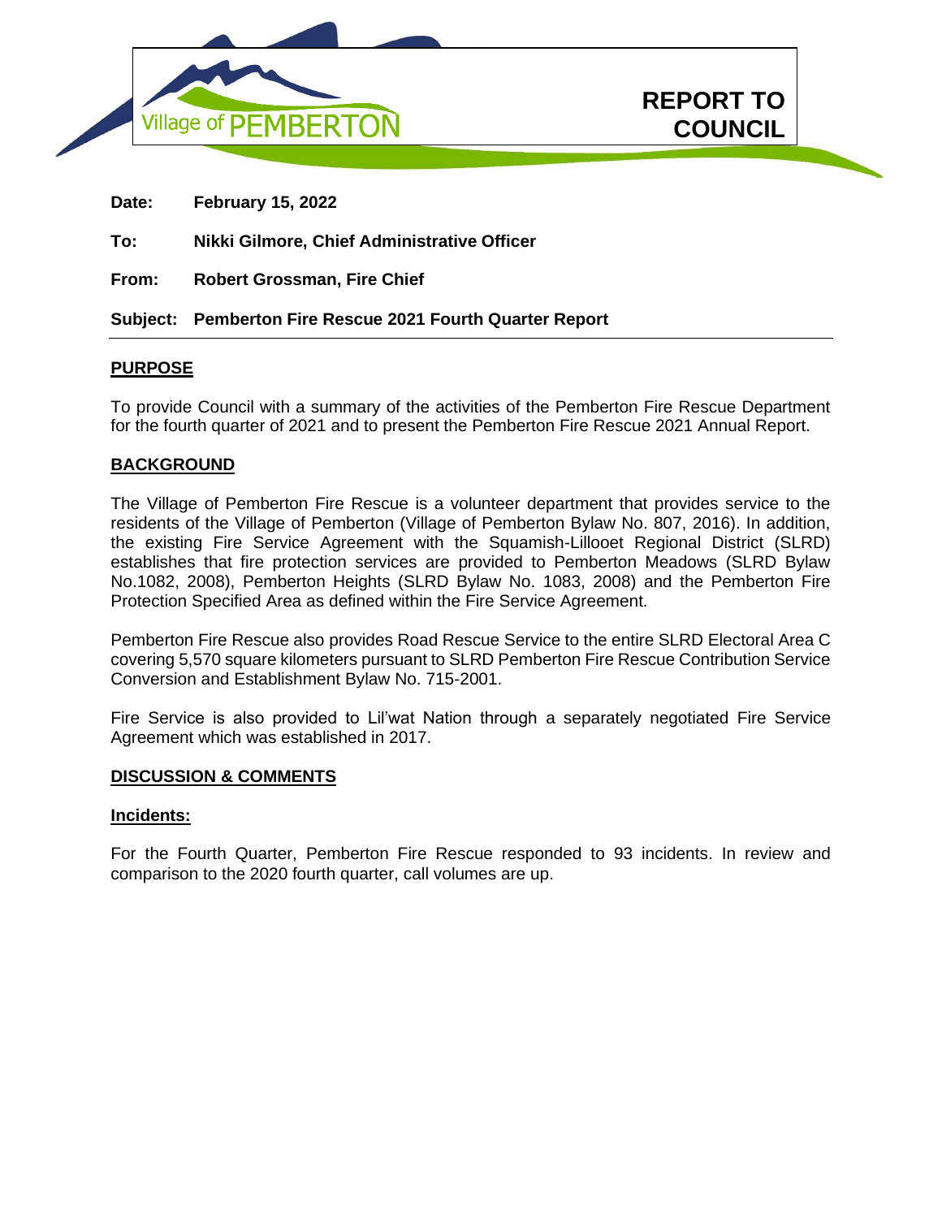Village of PEMBERTON

# REPORT TO COUNCIL

**Date:** **February 15, 2022**

**To:** **Nikki Gilmore, Chief Administrative Officer**

**From:** **Robert Grossman, Fire Chief**

**Subject:** **Pemberton Fire Rescue 2021 Fourth Quarter Report**

---

## PURPOSE

To provide Council with a summary of the activities of the Pemberton Fire Rescue Department for the fourth quarter of 2021 and to present the Pemberton Fire Rescue 2021 Annual Report.

## BACKGROUND

The Village of Pemberton Fire Rescue is a volunteer department that provides service to the residents of the Village of Pemberton (Village of Pemberton Bylaw No. 807, 2016). In addition, the existing Fire Service Agreement with the Squamish-Lillooet Regional District (SLRD) establishes that fire protection services are provided to Pemberton Meadows (SLRD Bylaw No.1082, 2008), Pemberton Heights (SLRD Bylaw No. 1083, 2008) and the Pemberton Fire Protection Specified Area as defined within the Fire Service Agreement.

Pemberton Fire Rescue also provides Road Rescue Service to the entire SLRD Electoral Area C covering 5,570 square kilometers pursuant to SLRD Pemberton Fire Rescue Contribution Service Conversion and Establishment Bylaw No. 715-2001.

Fire Service is also provided to Lil'wat Nation through a separately negotiated Fire Service Agreement which was established in 2017.

## DISCUSSION & COMMENTS

### Incidents:

For the Fourth Quarter, Pemberton Fire Rescue responded to 93 incidents. In review and comparison to the 2020 fourth quarter, call volumes are up.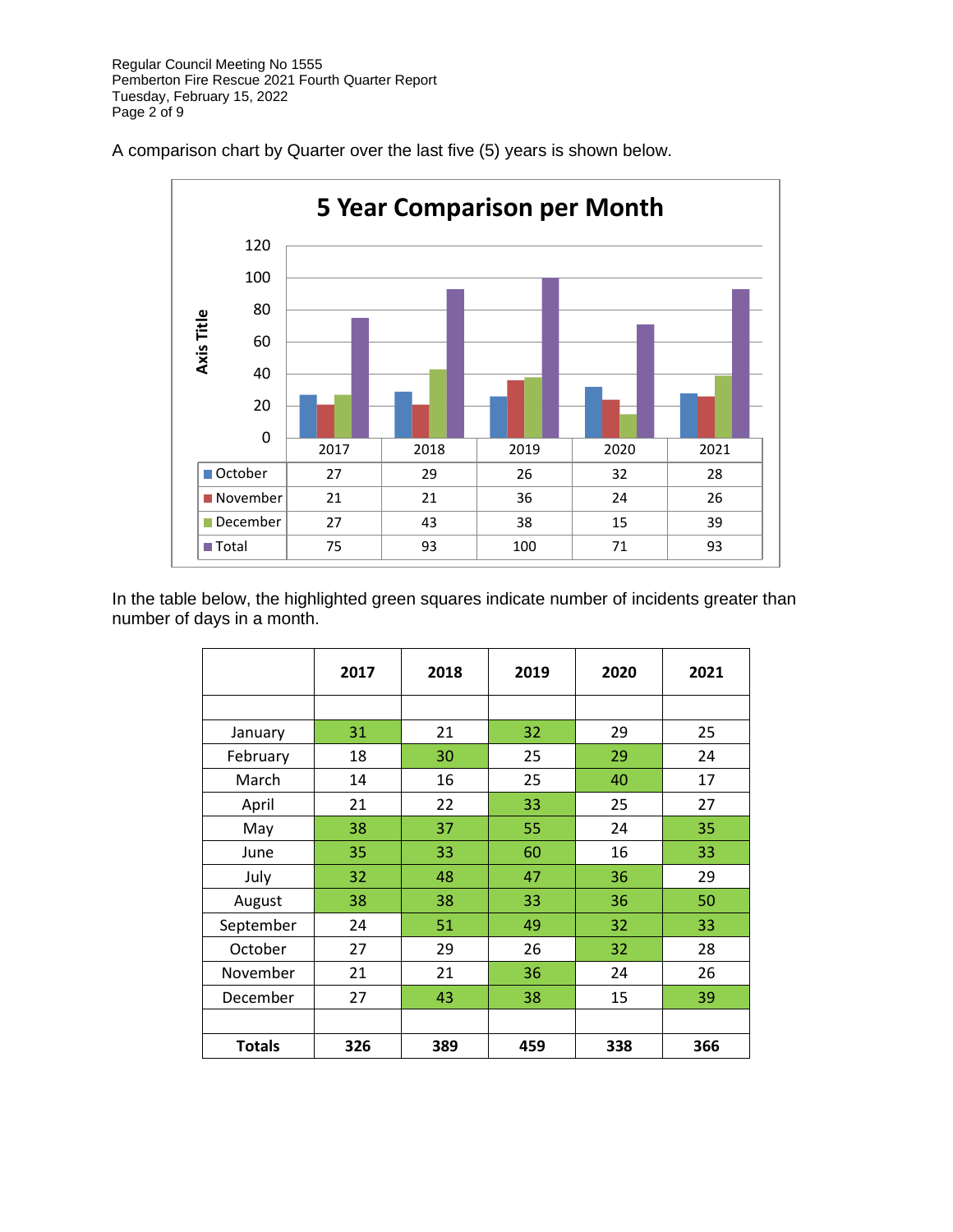A comparison chart by Quarter over the last five (5) years is shown below.

5 Year Comparison per Month

Axis Title

120
100
80
60
40
20
0

2017 2018 2019 2020 2021

October 27 29 26 32 28

November 21 21 36 24 26

December 27 43 38 15 39

Total 75 93 100 71 93

In the table below, the highlighted green squares indicate number of incidents greater than number of days in a month.

| | 2017 | 2018 | 2019 | 2020 | 2021 |
|---|---|---|---|---|---|
| | | | | | |
| January | 31 | 21 | 32 | 29 | 25 |
| February | 18 | 30 | 25 | 29 | 24 |
| March | 14 | 16 | 25 | 40 | 17 |
| April | 21 | 22 | 33 | 25 | 27 |
| May | 38 | 37 | 55 | 24 | 35 |
| June | 35 | 33 | 60 | 16 | 33 |
| July | 32 | 48 | 47 | 36 | 29 |
| August | 38 | 38 | 33 | 36 | 50 |
| September | 24 | 51 | 49 | 32 | 33 |
| October | 27 | 29 | 26 | 32 | 28 |
| November | 21 | 21 | 36 | 24 | 26 |
| December | 27 | 43 | 38 | 15 | 39 |
| | | | | | |
| **Totals** | **326** | **389** | **459** | **338** | **366** |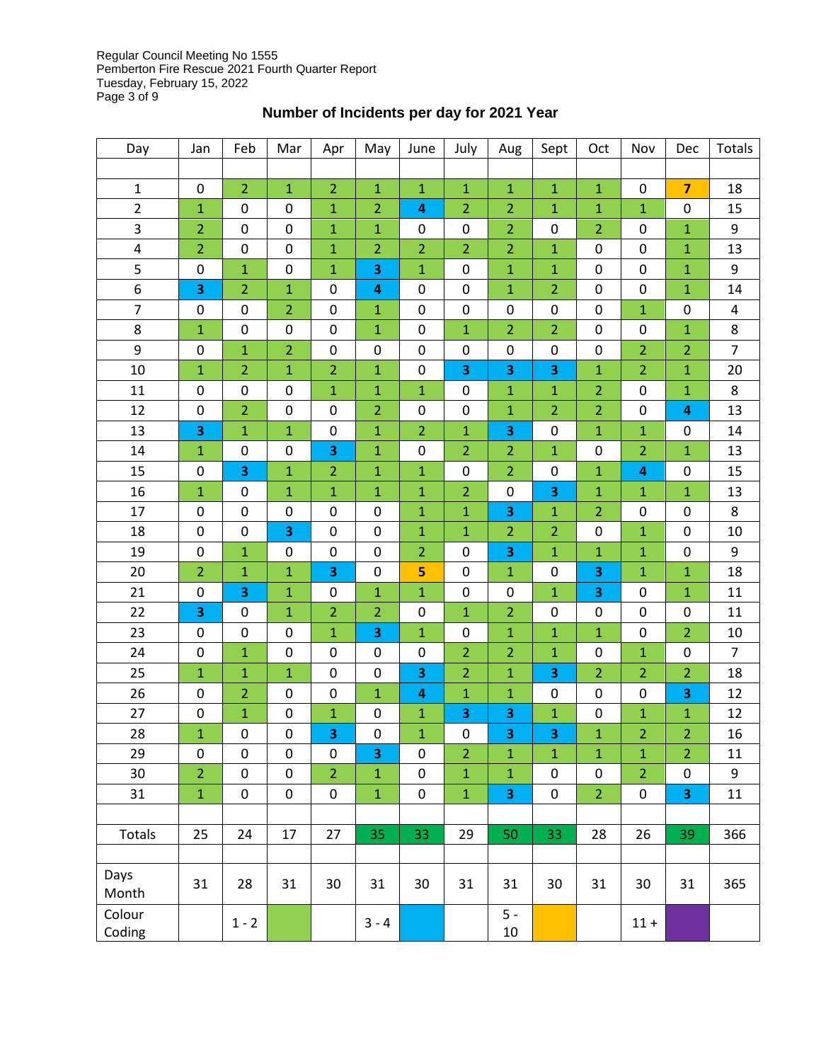## Number of Incidents per day for 2021 Year

| Day | Jan | Feb | Mar | Apr | May | June | July | Aug | Sept | Oct | Nov | Dec | Totals |
|---|---|---|---|---|---|---|---|---|---|---|---|---|---|
| | | | | | | | | | | | | | |
| 1 | 0 | 2 | 1 | 2 | 1 | 1 | 1 | 1 | 1 | 1 | 0 | 7 | 18 |
| 2 | 1 | 0 | 0 | 1 | 2 | 4 | 2 | 2 | 1 | 1 | 1 | 0 | 15 |
| 3 | 2 | 0 | 0 | 1 | 1 | 0 | 0 | 2 | 0 | 2 | 0 | 1 | 9 |
| 4 | 2 | 0 | 0 | 1 | 2 | 2 | 2 | 2 | 1 | 0 | 0 | 1 | 13 |
| 5 | 0 | 1 | 0 | 1 | 3 | 1 | 0 | 1 | 1 | 0 | 0 | 1 | 9 |
| 6 | 3 | 2 | 1 | 0 | 4 | 0 | 0 | 1 | 2 | 0 | 0 | 1 | 14 |
| 7 | 0 | 0 | 2 | 0 | 1 | 0 | 0 | 0 | 0 | 0 | 1 | 0 | 4 |
| 8 | 1 | 0 | 0 | 0 | 1 | 0 | 1 | 2 | 2 | 0 | 0 | 1 | 8 |
| 9 | 0 | 1 | 2 | 0 | 0 | 0 | 0 | 0 | 0 | 0 | 2 | 2 | 7 |
| 10 | 1 | 2 | 1 | 2 | 1 | 0 | 3 | 3 | 3 | 1 | 2 | 1 | 20 |
| 11 | 0 | 0 | 0 | 1 | 1 | 1 | 0 | 1 | 1 | 2 | 0 | 1 | 8 |
| 12 | 0 | 2 | 0 | 0 | 2 | 0 | 0 | 1 | 2 | 2 | 0 | 4 | 13 |
| 13 | 3 | 1 | 1 | 0 | 1 | 2 | 1 | 3 | 0 | 1 | 1 | 0 | 14 |
| 14 | 1 | 0 | 0 | 3 | 1 | 0 | 2 | 2 | 1 | 0 | 2 | 1 | 13 |
| 15 | 0 | 3 | 1 | 2 | 1 | 1 | 0 | 2 | 0 | 1 | 4 | 0 | 15 |
| 16 | 1 | 0 | 1 | 1 | 1 | 1 | 2 | 0 | 3 | 1 | 1 | 1 | 13 |
| 17 | 0 | 0 | 0 | 0 | 0 | 1 | 1 | 3 | 1 | 2 | 0 | 0 | 8 |
| 18 | 0 | 0 | 3 | 0 | 0 | 1 | 1 | 2 | 2 | 0 | 1 | 0 | 10 |
| 19 | 0 | 1 | 0 | 0 | 0 | 2 | 0 | 3 | 1 | 1 | 1 | 0 | 9 |
| 20 | 2 | 1 | 1 | 3 | 0 | 5 | 0 | 1 | 0 | 3 | 1 | 1 | 18 |
| 21 | 0 | 3 | 1 | 0 | 1 | 1 | 0 | 0 | 1 | 3 | 0 | 1 | 11 |
| 22 | 3 | 0 | 1 | 2 | 2 | 0 | 1 | 2 | 0 | 0 | 0 | 0 | 11 |
| 23 | 0 | 0 | 0 | 1 | 3 | 1 | 0 | 1 | 1 | 1 | 0 | 2 | 10 |
| 24 | 0 | 1 | 0 | 0 | 0 | 0 | 2 | 2 | 1 | 0 | 1 | 0 | 7 |
| 25 | 1 | 1 | 1 | 0 | 0 | 3 | 2 | 1 | 3 | 2 | 2 | 2 | 18 |
| 26 | 0 | 2 | 0 | 0 | 1 | 4 | 1 | 1 | 0 | 0 | 0 | 3 | 12 |
| 27 | 0 | 1 | 0 | 1 | 0 | 1 | 3 | 3 | 1 | 0 | 1 | 1 | 12 |
| 28 | 1 | 0 | 0 | 3 | 0 | 1 | 0 | 3 | 3 | 1 | 2 | 2 | 16 |
| 29 | 0 | 0 | 0 | 0 | 3 | 0 | 2 | 1 | 1 | 1 | 1 | 2 | 11 |
| 30 | 2 | 0 | 0 | 2 | 1 | 0 | 1 | 1 | 0 | 0 | 2 | 0 | 9 |
| 31 | 1 | 0 | 0 | 0 | 1 | 0 | 1 | 3 | 0 | 2 | 0 | 3 | 11 |
| | | | | | | | | | | | | | |
| Totals | 25 | 24 | 17 | 27 | 35 | 33 | 29 | 50 | 33 | 28 | 26 | 39 | 366 |
| | | | | | | | | | | | | | |
| Days Month | 31 | 28 | 31 | 30 | 31 | 30 | 31 | 31 | 30 | 31 | 30 | 31 | 365 |
| Colour Coding | | 1 - 2 | | | 3 - 4 | | | 5 - 10 | | | 11 + | | |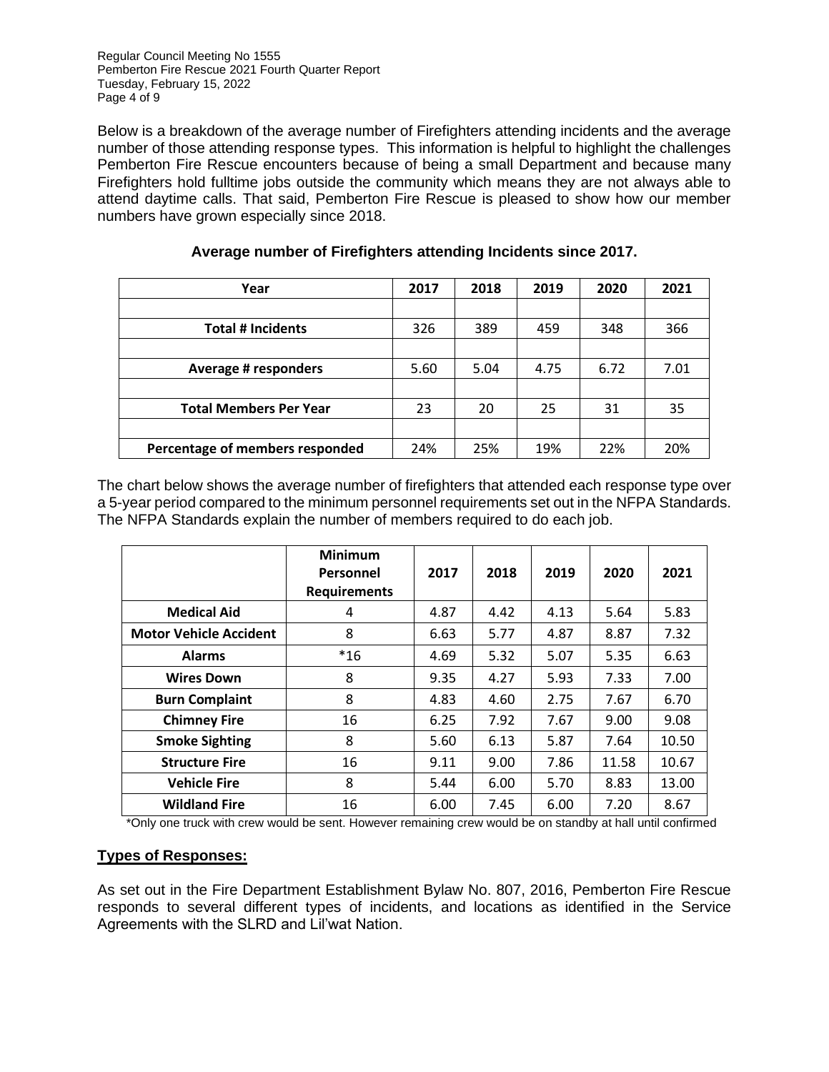Below is a breakdown of the average number of Firefighters attending incidents and the average number of those attending response types. This information is helpful to highlight the challenges Pemberton Fire Rescue encounters because of being a small Department and because many Firefighters hold fulltime jobs outside the community which means they are not always able to attend daytime calls. That said, Pemberton Fire Rescue is pleased to show how our member numbers have grown especially since 2018.

**Average number of Firefighters attending Incidents since 2017.**

| Year | 2017 | 2018 | 2019 | 2020 | 2021 |
|---|---|---|---|---|---|
| | | | | | |
| **Total # Incidents** | 326 | 389 | 459 | 348 | 366 |
| | | | | | |
| **Average # responders** | 5.60 | 5.04 | 4.75 | 6.72 | 7.01 |
| | | | | | |
| **Total Members Per Year** | 23 | 20 | 25 | 31 | 35 |
| | | | | | |
| **Percentage of members responded** | 24% | 25% | 19% | 22% | 20% |

The chart below shows the average number of firefighters that attended each response type over a 5-year period compared to the minimum personnel requirements set out in the NFPA Standards. The NFPA Standards explain the number of members required to do each job.

| | Minimum Personnel Requirements | 2017 | 2018 | 2019 | 2020 | 2021 |
|---|---|---|---|---|---|---|
| **Medical Aid** | 4 | 4.87 | 4.42 | 4.13 | 5.64 | 5.83 |
| **Motor Vehicle Accident** | 8 | 6.63 | 5.77 | 4.87 | 8.87 | 7.32 |
| **Alarms** | *16 | 4.69 | 5.32 | 5.07 | 5.35 | 6.63 |
| **Wires Down** | 8 | 9.35 | 4.27 | 5.93 | 7.33 | 7.00 |
| **Burn Complaint** | 8 | 4.83 | 4.60 | 2.75 | 7.67 | 6.70 |
| **Chimney Fire** | 16 | 6.25 | 7.92 | 7.67 | 9.00 | 9.08 |
| **Smoke Sighting** | 8 | 5.60 | 6.13 | 5.87 | 7.64 | 10.50 |
| **Structure Fire** | 16 | 9.11 | 9.00 | 7.86 | 11.58 | 10.67 |
| **Vehicle Fire** | 8 | 5.44 | 6.00 | 5.70 | 8.83 | 13.00 |
| **Wildland Fire** | 16 | 6.00 | 7.45 | 6.00 | 7.20 | 8.67 |

*Only one truck with crew would be sent. However remaining crew would be on standby at hall until confirmed

## Types of Responses:

As set out in the Fire Department Establishment Bylaw No. 807, 2016, Pemberton Fire Rescue responds to several different types of incidents, and locations as identified in the Service Agreements with the SLRD and Lil'wat Nation.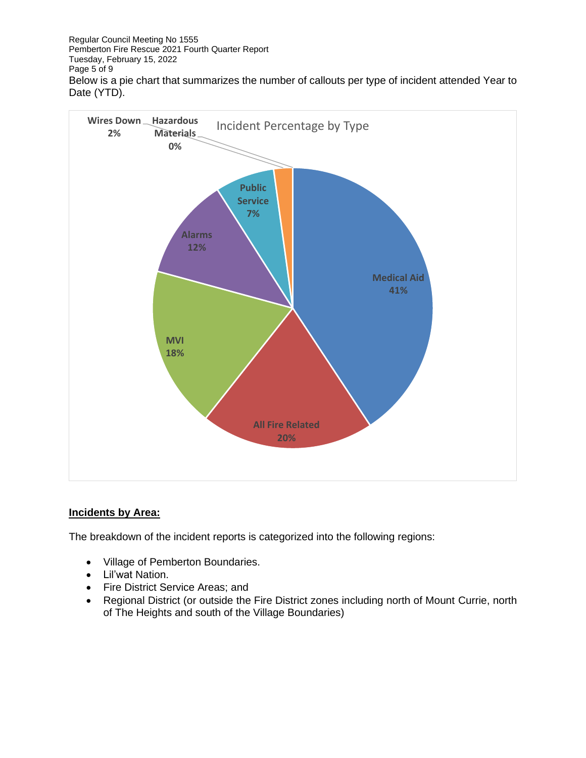Below is a pie chart that summarizes the number of callouts per type of incident attended Year to Date (YTD).

Incident Percentage by Type

Wires Down 2%

Hazardous Materials 0%

Public Service 7%

Alarms 12%

Medical Aid 41%

MVI 18%

All Fire Related 20%

**Incidents by Area:**

The breakdown of the incident reports is categorized into the following regions:

- Village of Pemberton Boundaries.
- Lil'wat Nation.
- Fire District Service Areas; and
- Regional District (or outside the Fire District zones including north of Mount Currie, north of The Heights and south of the Village Boundaries)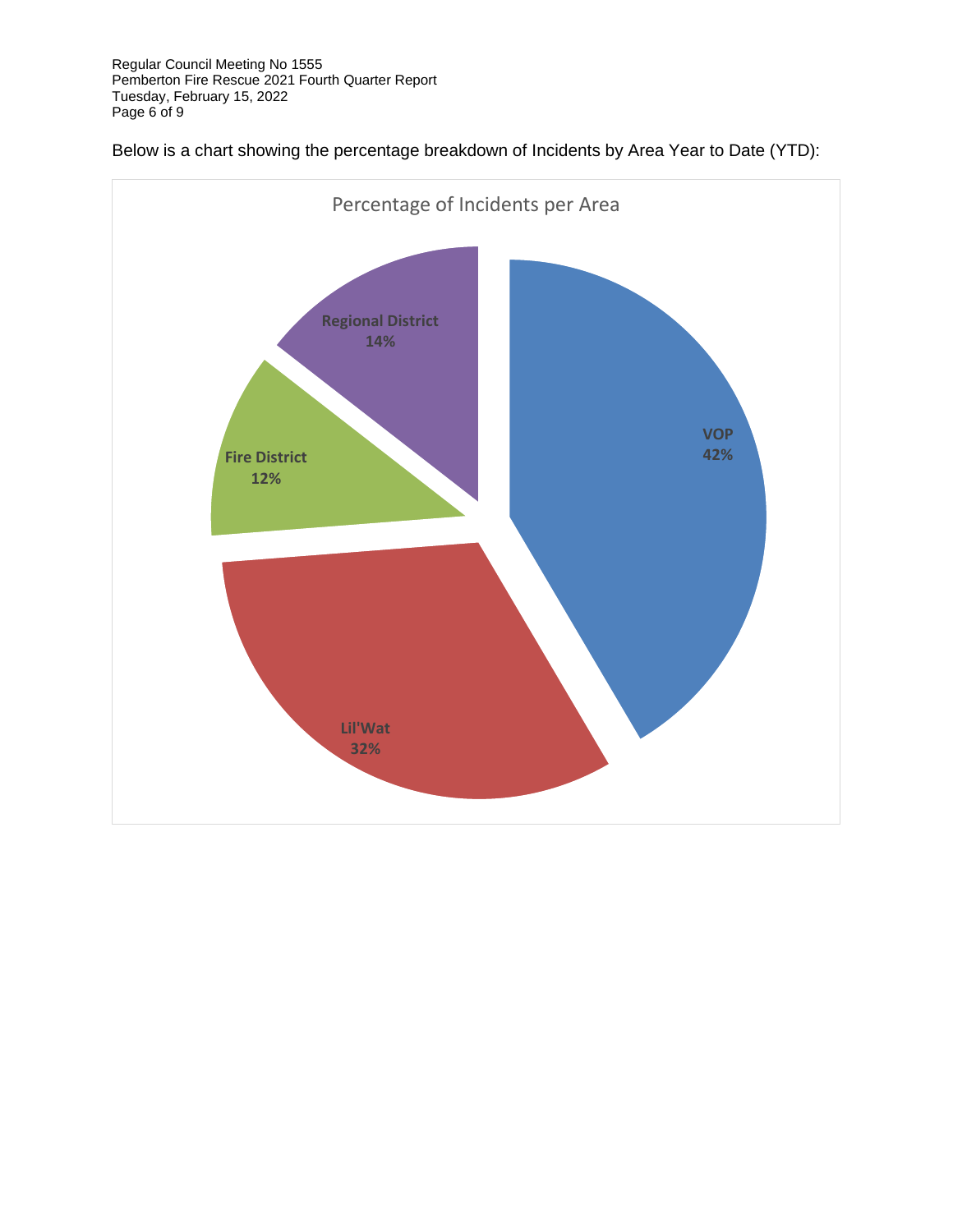Below is a chart showing the percentage breakdown of Incidents by Area Year to Date (YTD):

Percentage of Incidents per Area

Regional District
14%

Fire District
12%

VOP
42%

Lil'Wat
32%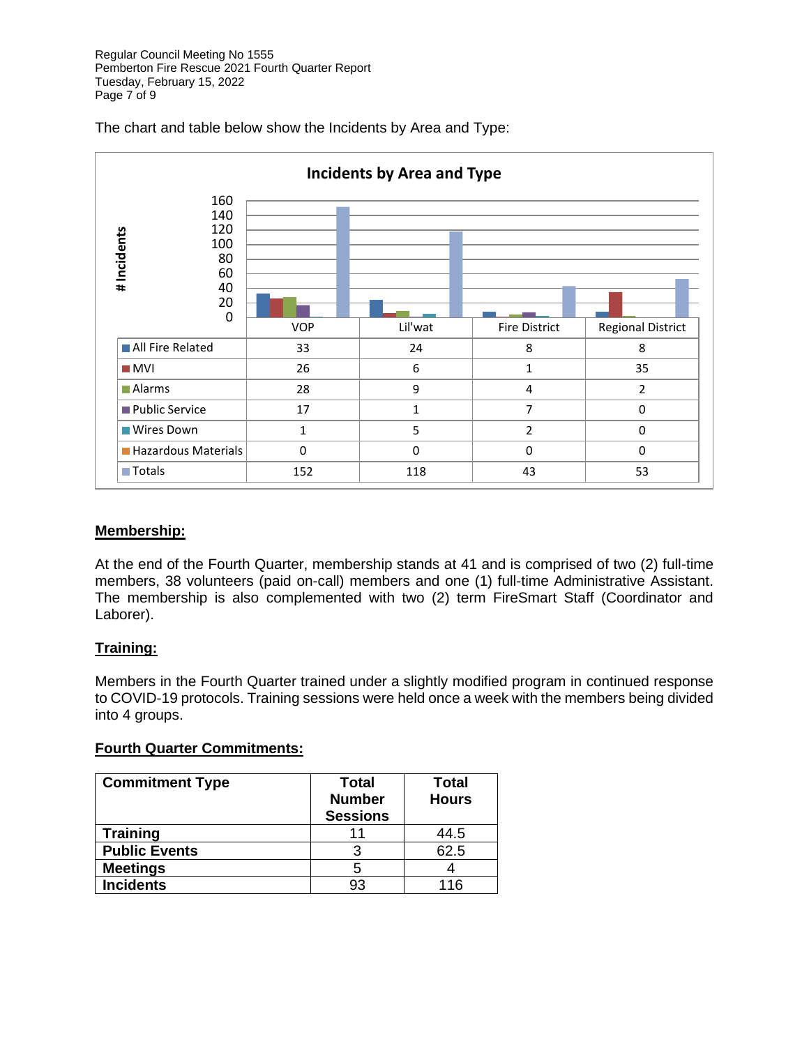The chart and table below show the Incidents by Area and Type:

**Incidents by Area and Type**

| | VOP | Lil'wat | Fire District | Regional District |
|---|---|---|---|---|
| All Fire Related | 33 | 24 | 8 | 8 |
| MVI | 26 | 6 | 1 | 35 |
| Alarms | 28 | 9 | 4 | 2 |
| Public Service | 17 | 1 | 7 | 0 |
| Wires Down | 1 | 5 | 2 | 0 |
| Hazardous Materials | 0 | 0 | 0 | 0 |
| Totals | 152 | 118 | 43 | 53 |

## Membership:

At the end of the Fourth Quarter, membership stands at 41 and is comprised of two (2) full-time members, 38 volunteers (paid on-call) members and one (1) full-time Administrative Assistant. The membership is also complemented with two (2) term FireSmart Staff (Coordinator and Laborer).

## Training:

Members in the Fourth Quarter trained under a slightly modified program in continued response to COVID-19 protocols. Training sessions were held once a week with the members being divided into 4 groups.

## Fourth Quarter Commitments:

| Commitment Type | Total Number Sessions | Total Hours |
|---|---|---|
| **Training** | 11 | 44.5 |
| **Public Events** | 3 | 62.5 |
| **Meetings** | 5 | 4 |
| **Incidents** | 93 | 116 |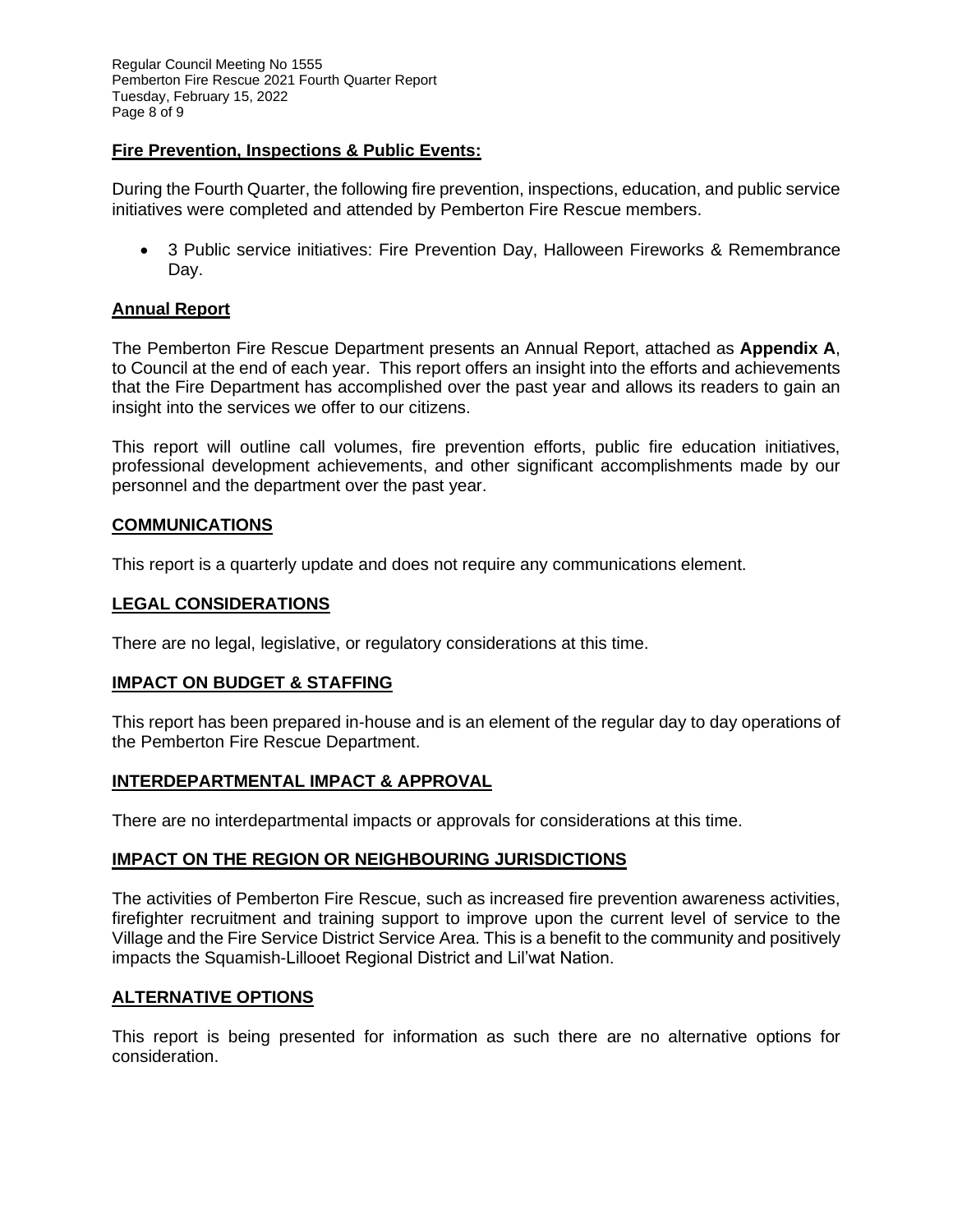## Fire Prevention, Inspections & Public Events:

During the Fourth Quarter, the following fire prevention, inspections, education, and public service initiatives were completed and attended by Pemberton Fire Rescue members.

- 3 Public service initiatives: Fire Prevention Day, Halloween Fireworks & Remembrance Day.

## Annual Report

The Pemberton Fire Rescue Department presents an Annual Report, attached as **Appendix A**, to Council at the end of each year. This report offers an insight into the efforts and achievements that the Fire Department has accomplished over the past year and allows its readers to gain an insight into the services we offer to our citizens.

This report will outline call volumes, fire prevention efforts, public fire education initiatives, professional development achievements, and other significant accomplishments made by our personnel and the department over the past year.

## COMMUNICATIONS

This report is a quarterly update and does not require any communications element.

## LEGAL CONSIDERATIONS

There are no legal, legislative, or regulatory considerations at this time.

## IMPACT ON BUDGET & STAFFING

This report has been prepared in-house and is an element of the regular day to day operations of the Pemberton Fire Rescue Department.

## INTERDEPARTMENTAL IMPACT & APPROVAL

There are no interdepartmental impacts or approvals for considerations at this time.

## IMPACT ON THE REGION OR NEIGHBOURING JURISDICTIONS

The activities of Pemberton Fire Rescue, such as increased fire prevention awareness activities, firefighter recruitment and training support to improve upon the current level of service to the Village and the Fire Service District Service Area. This is a benefit to the community and positively impacts the Squamish-Lillooet Regional District and Lil'wat Nation.

## ALTERNATIVE OPTIONS

This report is being presented for information as such there are no alternative options for consideration.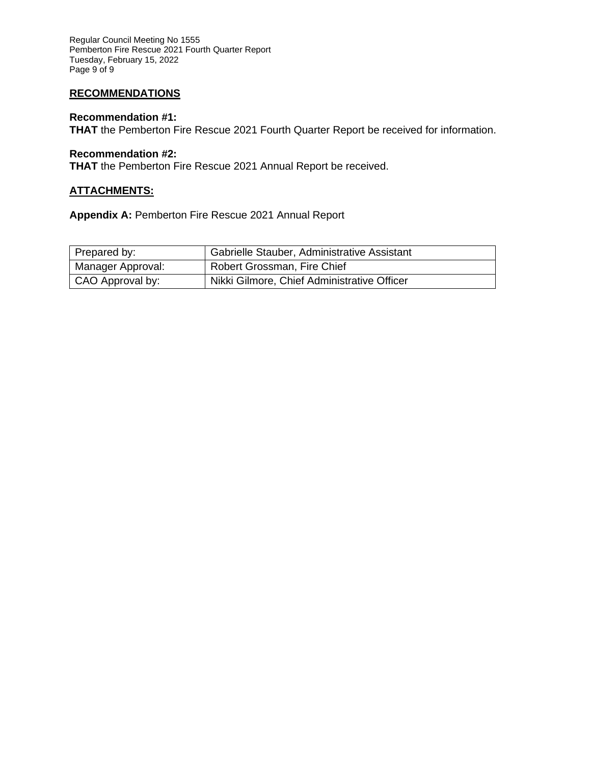## RECOMMENDATIONS

**Recommendation #1:**
**THAT** the Pemberton Fire Rescue 2021 Fourth Quarter Report be received for information.

**Recommendation #2:**
**THAT** the Pemberton Fire Rescue 2021 Annual Report be received.

## ATTACHMENTS:

**Appendix A:** Pemberton Fire Rescue 2021 Annual Report

| | |
|---|---|
| Prepared by: | Gabrielle Stauber, Administrative Assistant |
| Manager Approval: | Robert Grossman, Fire Chief |
| CAO Approval by: | Nikki Gilmore, Chief Administrative Officer |